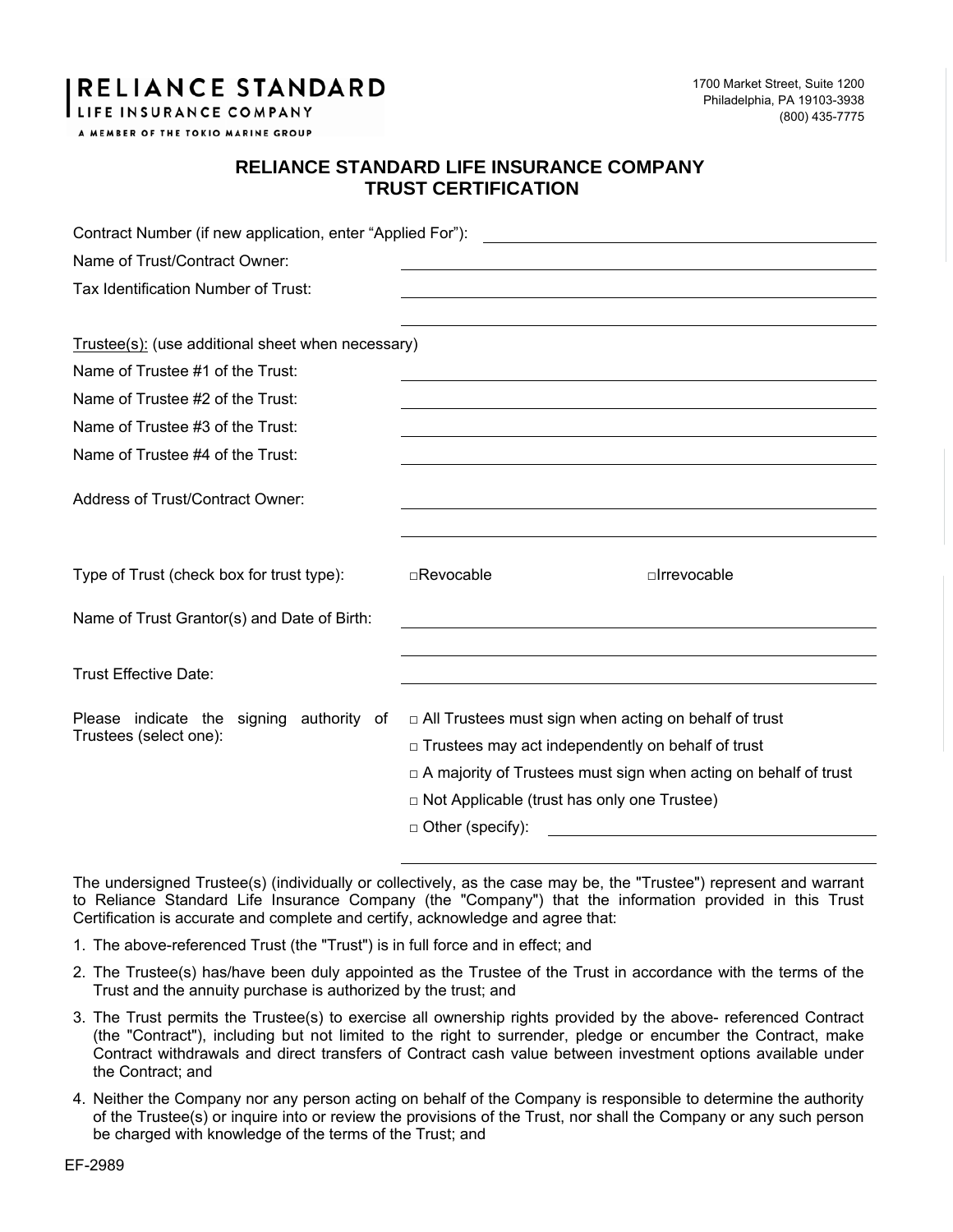**RELIANCE STANDARD**
**LIFE INSURANCE COMPANY**
A MEMBER OF THE TOKIO MARINE GROUP

1700 Market Street, Suite 1200
Philadelphia, PA 19103-3938
(800) 435-7775

# RELIANCE STANDARD LIFE INSURANCE COMPANY
# TRUST CERTIFICATION

Contract Number (if new application, enter "Applied For"): ______________________

Name of Trust/Contract Owner: ______________________

Tax Identification Number of Trust: ______________________

______________________

Trustee(s): (use additional sheet when necessary)

Name of Trustee #1 of the Trust: ______________________

Name of Trustee #2 of the Trust: ______________________

Name of Trustee #3 of the Trust: ______________________

Name of Trustee #4 of the Trust: ______________________

Address of Trust/Contract Owner: ______________________

______________________

Type of Trust (check box for trust type): □Revocable □Irrevocable

Name of Trust Grantor(s) and Date of Birth: ______________________

______________________

Trust Effective Date: ______________________

Please indicate the signing authority of Trustees (select one):

□ All Trustees must sign when acting on behalf of trust

□ Trustees may act independently on behalf of trust

□ A majority of Trustees must sign when acting on behalf of trust

□ Not Applicable (trust has only one Trustee)

□ Other (specify): ______________________

______________________

The undersigned Trustee(s) (individually or collectively, as the case may be, the "Trustee") represent and warrant to Reliance Standard Life Insurance Company (the "Company") that the information provided in this Trust Certification is accurate and complete and certify, acknowledge and agree that:

1. The above-referenced Trust (the "Trust") is in full force and in effect; and
2. The Trustee(s) has/have been duly appointed as the Trustee of the Trust in accordance with the terms of the Trust and the annuity purchase is authorized by the trust; and
3. The Trust permits the Trustee(s) to exercise all ownership rights provided by the above- referenced Contract (the "Contract"), including but not limited to the right to surrender, pledge or encumber the Contract, make Contract withdrawals and direct transfers of Contract cash value between investment options available under the Contract; and
4. Neither the Company nor any person acting on behalf of the Company is responsible to determine the authority of the Trustee(s) or inquire into or review the provisions of the Trust, nor shall the Company or any such person be charged with knowledge of the terms of the Trust; and

EF-2989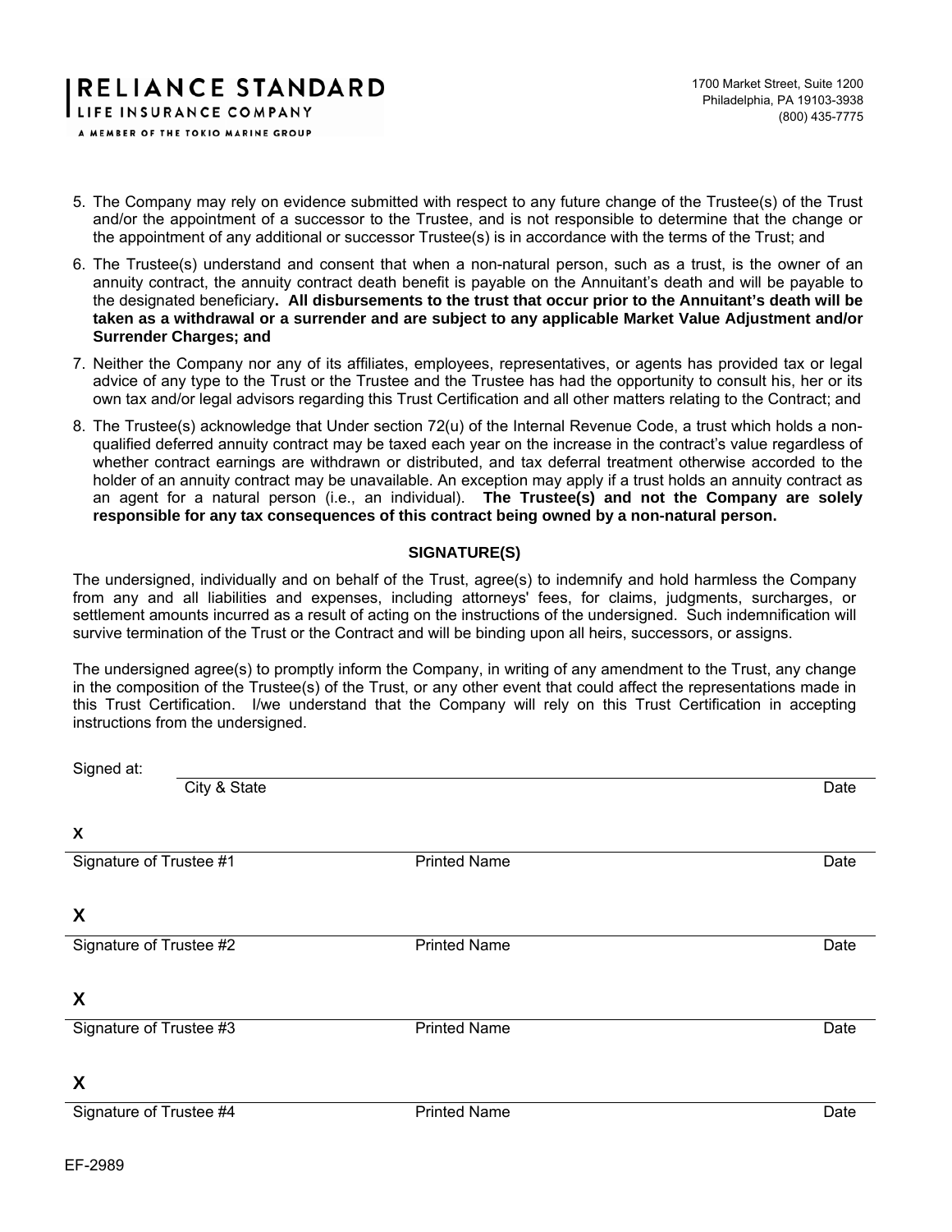**RELIANCE STANDARD**
LIFE INSURANCE COMPANY
A MEMBER OF THE TOKIO MARINE GROUP

1700 Market Street, Suite 1200
Philadelphia, PA 19103-3938
(800) 435-7775

5. The Company may rely on evidence submitted with respect to any future change of the Trustee(s) of the Trust and/or the appointment of a successor to the Trustee, and is not responsible to determine that the change or the appointment of any additional or successor Trustee(s) is in accordance with the terms of the Trust; and

6. The Trustee(s) understand and consent that when a non-natural person, such as a trust, is the owner of an annuity contract, the annuity contract death benefit is payable on the Annuitant's death and will be payable to the designated beneficiary**. All disbursements to the trust that occur prior to the Annuitant's death will be taken as a withdrawal or a surrender and are subject to any applicable Market Value Adjustment and/or Surrender Charges; and**

7. Neither the Company nor any of its affiliates, employees, representatives, or agents has provided tax or legal advice of any type to the Trust or the Trustee and the Trustee has had the opportunity to consult his, her or its own tax and/or legal advisors regarding this Trust Certification and all other matters relating to the Contract; and

8. The Trustee(s) acknowledge that Under section 72(u) of the Internal Revenue Code, a trust which holds a non-qualified deferred annuity contract may be taxed each year on the increase in the contract's value regardless of whether contract earnings are withdrawn or distributed, and tax deferral treatment otherwise accorded to the holder of an annuity contract may be unavailable. An exception may apply if a trust holds an annuity contract as an agent for a natural person (i.e., an individual). **The Trustee(s) and not the Company are solely responsible for any tax consequences of this contract being owned by a non-natural person.**

### SIGNATURE(S)

The undersigned, individually and on behalf of the Trust, agree(s) to indemnify and hold harmless the Company from any and all liabilities and expenses, including attorneys' fees, for claims, judgments, surcharges, or settlement amounts incurred as a result of acting on the instructions of the undersigned. Such indemnification will survive termination of the Trust or the Contract and will be binding upon all heirs, successors, or assigns.

The undersigned agree(s) to promptly inform the Company, in writing of any amendment to the Trust, any change in the composition of the Trustee(s) of the Trust, or any other event that could affect the representations made in this Trust Certification. I/we understand that the Company will rely on this Trust Certification in accepting instructions from the undersigned.

Signed at: ______________________________________________
City & State Date

**X** ______________________________________________
Signature of Trustee #1 Printed Name Date

**X** ______________________________________________
Signature of Trustee #2 Printed Name Date

**X** ______________________________________________
Signature of Trustee #3 Printed Name Date

**X** ______________________________________________
Signature of Trustee #4 Printed Name Date

EF-2989